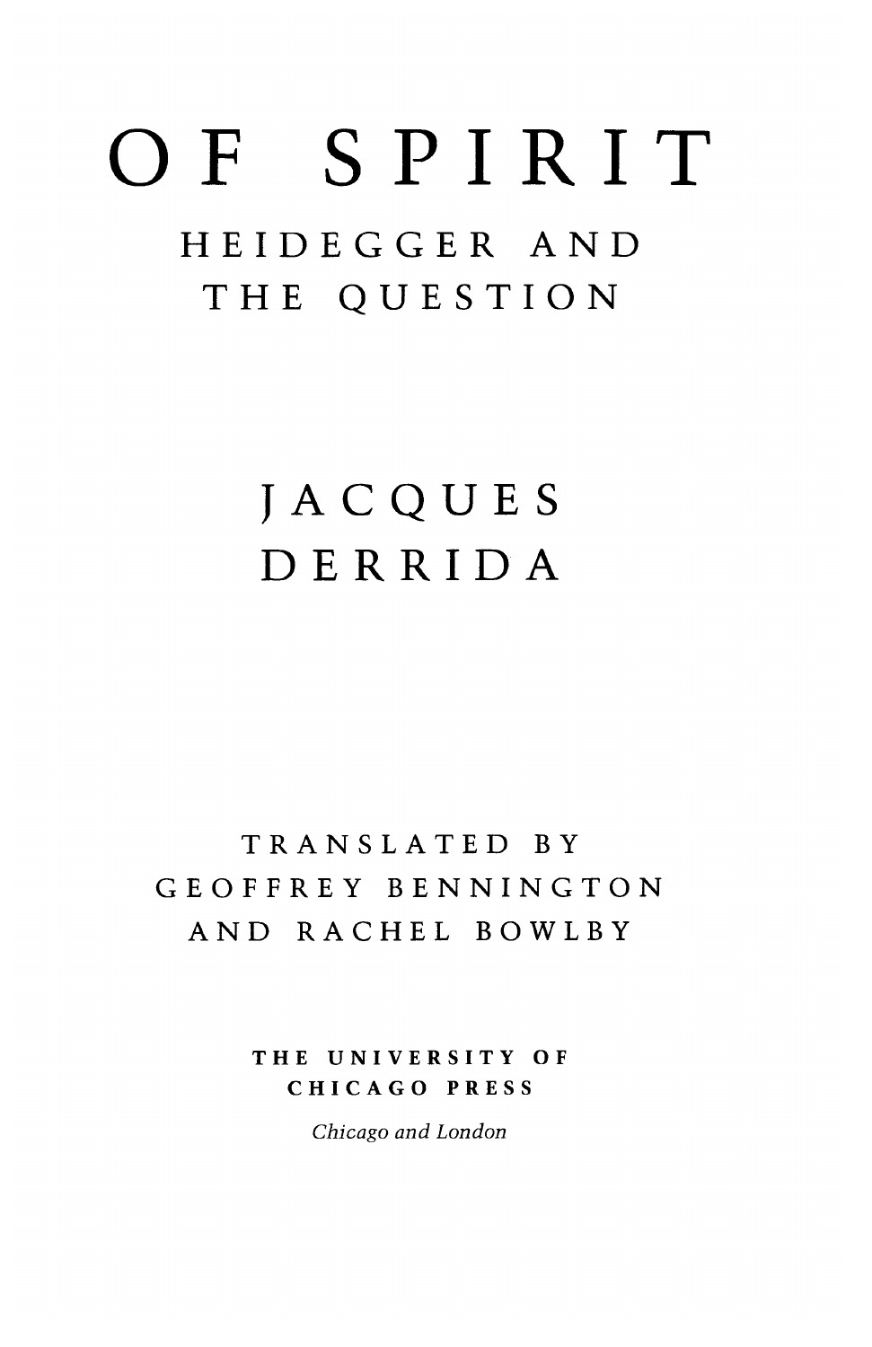# OF SPIRIT

## HEIDEGGER AND THE QUESTION

JACQUES DERRIDA

TRANSLATED BY
GEOFFREY BENNINGTON
AND RACHEL BOWLBY

THE UNIVERSITY OF
CHICAGO PRESS

*Chicago and London*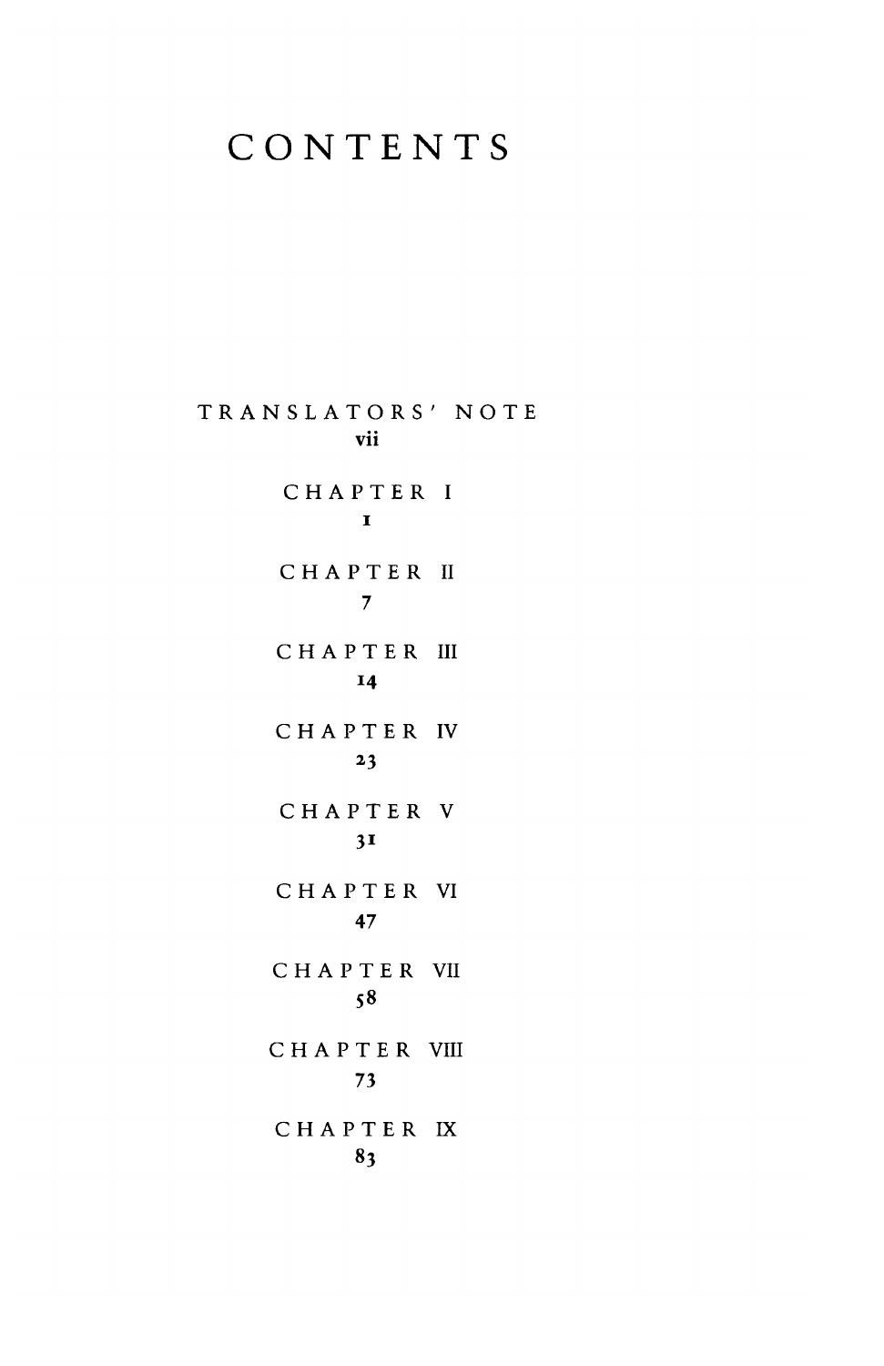# CONTENTS

TRANSLATORS' NOTE
vii

CHAPTER I
1

CHAPTER II
7

CHAPTER III
14

CHAPTER IV
23

CHAPTER V
31

CHAPTER VI
47

CHAPTER VII
58

CHAPTER VIII
73

CHAPTER IX
83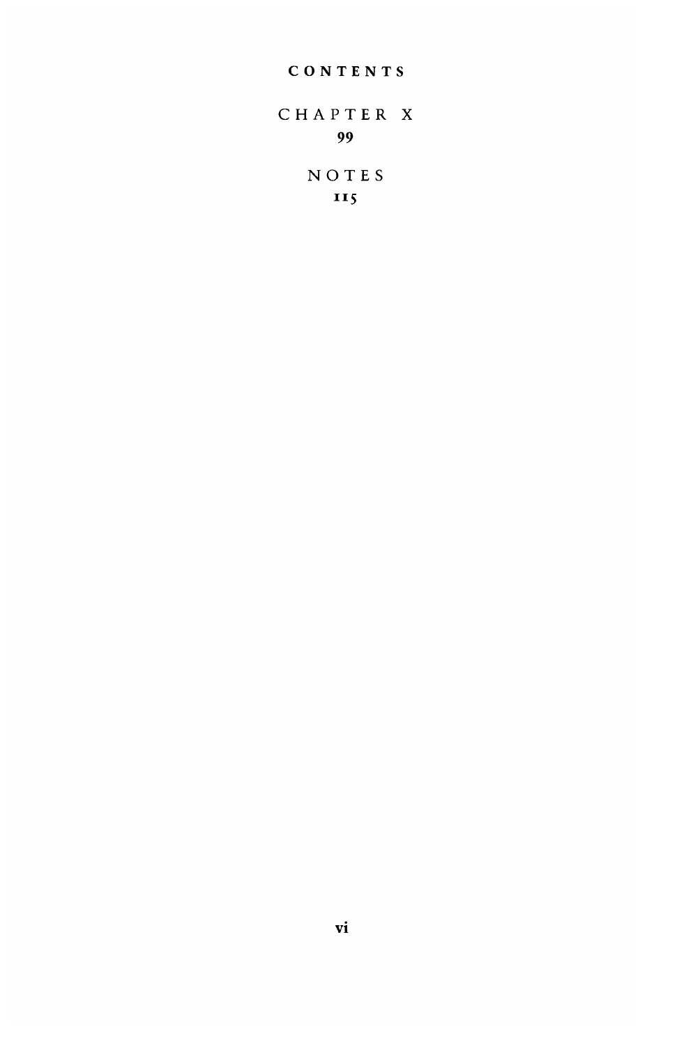# CONTENTS

CHAPTER X
99

NOTES
115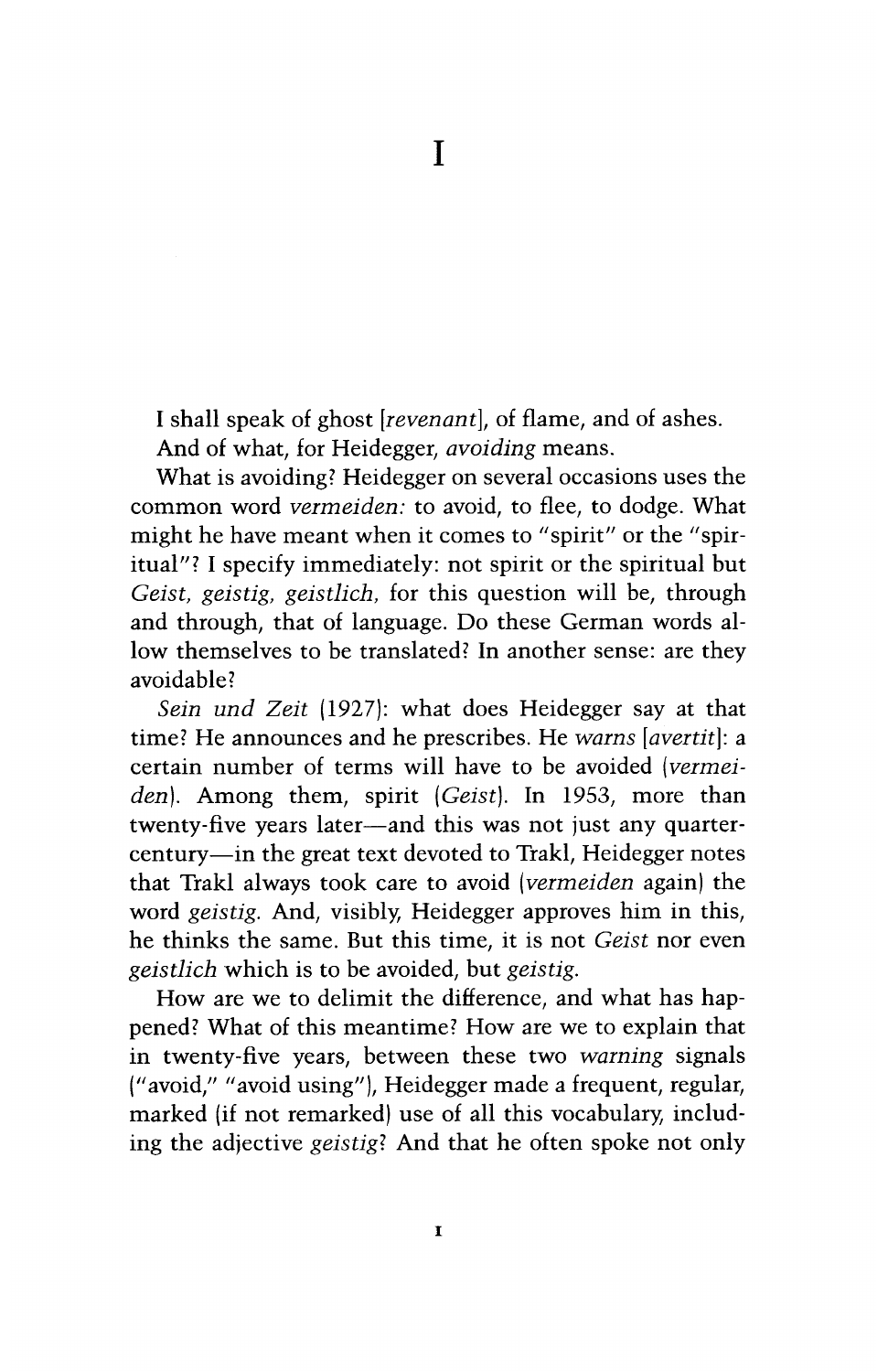# I

I shall speak of ghost [*revenant*], of flame, and of ashes.

And of what, for Heidegger, *avoiding* means.

What is avoiding? Heidegger on several occasions uses the common word *vermeiden:* to avoid, to flee, to dodge. What might he have meant when it comes to "spirit" or the "spiritual"? I specify immediately: not spirit or the spiritual but *Geist, geistig, geistlich,* for this question will be, through and through, that of language. Do these German words allow themselves to be translated? In another sense: are they avoidable?

*Sein und Zeit* (1927): what does Heidegger say at that time? He announces and he prescribes. He *warns* [*avertit*]: a certain number of terms will have to be avoided (*vermeiden*). Among them, spirit (*Geist*). In 1953, more than twenty-five years later—and this was not just any quarter-century—in the great text devoted to Trakl, Heidegger notes that Trakl always took care to avoid (*vermeiden* again) the word *geistig.* And, visibly, Heidegger approves him in this, he thinks the same. But this time, it is not *Geist* nor even *geistlich* which is to be avoided, but *geistig.*

How are we to delimit the difference, and what has happened? What of this meantime? How are we to explain that in twenty-five years, between these two *warning* signals ("avoid," "avoid using"), Heidegger made a frequent, regular, marked (if not remarked) use of all this vocabulary, including the adjective *geistig*? And that he often spoke not only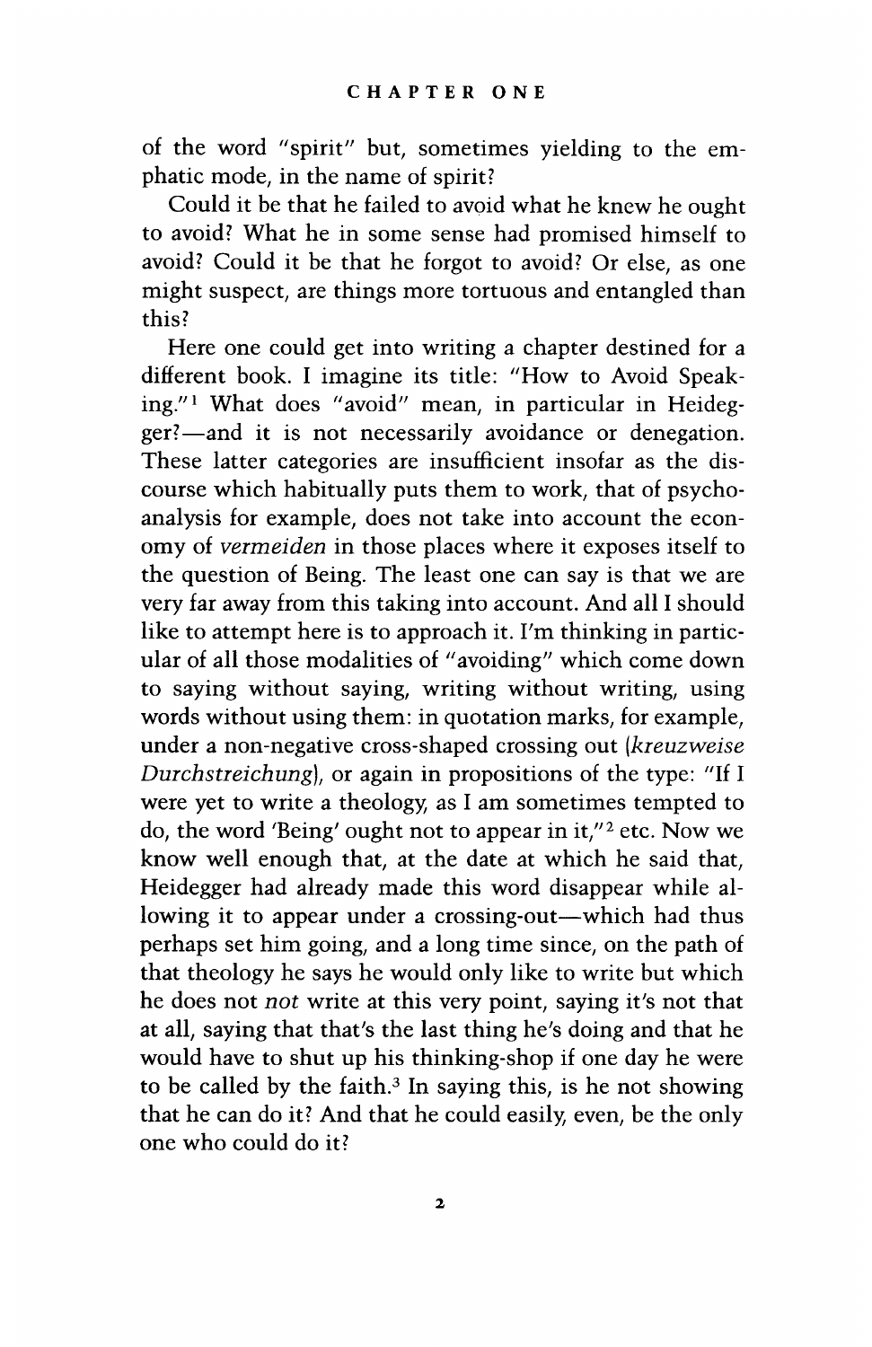of the word "spirit" but, sometimes yielding to the emphatic mode, in the name of spirit?

Could it be that he failed to avoid what he knew he ought to avoid? What he in some sense had promised himself to avoid? Could it be that he forgot to avoid? Or else, as one might suspect, are things more tortuous and entangled than this?

Here one could get into writing a chapter destined for a different book. I imagine its title: "How to Avoid Speaking."[1] What does "avoid" mean, in particular in Heidegger?—and it is not necessarily avoidance or denegation. These latter categories are insufficient insofar as the discourse which habitually puts them to work, that of psychoanalysis for example, does not take into account the economy of *vermeiden* in those places where it exposes itself to the question of Being. The least one can say is that we are very far away from this taking into account. And all I should like to attempt here is to approach it. I'm thinking in particular of all those modalities of "avoiding" which come down to saying without saying, writing without writing, using words without using them: in quotation marks, for example, under a non-negative cross-shaped crossing out (*kreuzweise Durchstreichung*), or again in propositions of the type: "If I were yet to write a theology, as I am sometimes tempted to do, the word 'Being' ought not to appear in it,"[2] etc. Now we know well enough that, at the date at which he said that, Heidegger had already made this word disappear while allowing it to appear under a crossing-out—which had thus perhaps set him going, and a long time since, on the path of that theology he says he would only like to write but which he does not *not* write at this very point, saying it's not that at all, saying that that's the last thing he's doing and that he would have to shut up his thinking-shop if one day he were to be called by the faith.[3] In saying this, is he not showing that he can do it? And that he could easily, even, be the only one who could do it?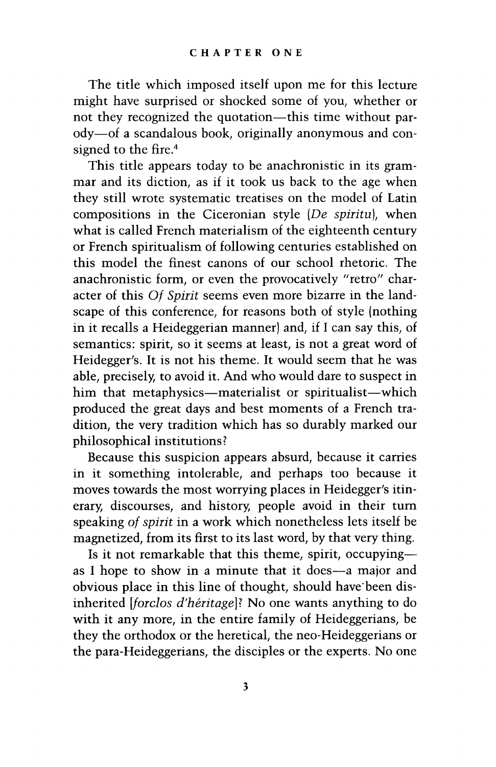# CHAPTER ONE

The title which imposed itself upon me for this lecture might have surprised or shocked some of you, whether or not they recognized the quotation—this time without parody—of a scandalous book, originally anonymous and consigned to the fire.[4]

This title appears today to be anachronistic in its grammar and its diction, as if it took us back to the age when they still wrote systematic treatises on the model of Latin compositions in the Ciceronian style (*De spiritu*), when what is called French materialism of the eighteenth century or French spiritualism of following centuries established on this model the finest canons of our school rhetoric. The anachronistic form, or even the provocatively "retro" character of this *Of Spirit* seems even more bizarre in the landscape of this conference, for reasons both of style (nothing in it recalls a Heideggerian manner) and, if I can say this, of semantics: spirit, so it seems at least, is not a great word of Heidegger's. It is not his theme. It would seem that he was able, precisely, to avoid it. And who would dare to suspect in him that metaphysics—materialist or spiritualist—which produced the great days and best moments of a French tradition, the very tradition which has so durably marked our philosophical institutions?

Because this suspicion appears absurd, because it carries in it something intolerable, and perhaps too because it moves towards the most worrying places in Heidegger's itinerary, discourses, and history, people avoid in their turn speaking *of spirit* in a work which nonetheless lets itself be magnetized, from its first to its last word, by that very thing.

Is it not remarkable that this theme, spirit, occupying—as I hope to show in a minute that it does—a major and obvious place in this line of thought, should have been disinherited [*forclos d'héritage*]? No one wants anything to do with it any more, in the entire family of Heideggerians, be they the orthodox or the heretical, the neo-Heideggerians or the para-Heideggerians, the disciples or the experts. No one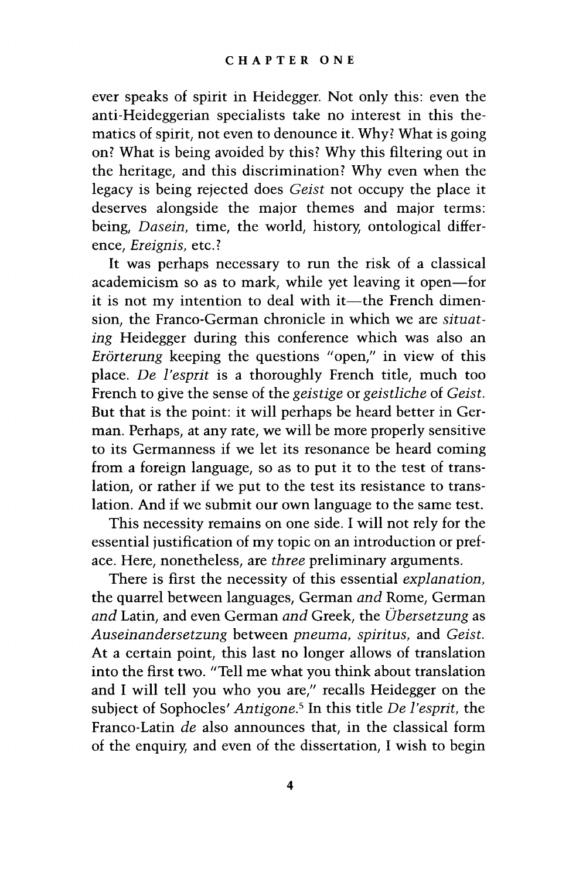ever speaks of spirit in Heidegger. Not only this: even the anti-Heideggerian specialists take no interest in this thematics of spirit, not even to denounce it. Why? What is going on? What is being avoided by this? Why this filtering out in the heritage, and this discrimination? Why even when the legacy is being rejected does *Geist* not occupy the place it deserves alongside the major themes and major terms: being, *Dasein*, time, the world, history, ontological difference, *Ereignis*, etc.?

It was perhaps necessary to run the risk of a classical academicism so as to mark, while yet leaving it open—for it is not my intention to deal with it—the French dimension, the Franco-German chronicle in which we are *situating* Heidegger during this conference which was also an *Erörterung* keeping the questions "open," in view of this place. *De l'esprit* is a thoroughly French title, much too French to give the sense of the *geistige* or *geistliche* of *Geist*. But that is the point: it will perhaps be heard better in German. Perhaps, at any rate, we will be more properly sensitive to its Germanness if we let its resonance be heard coming from a foreign language, so as to put it to the test of translation, or rather if we put to the test its resistance to translation. And if we submit our own language to the same test.

This necessity remains on one side. I will not rely for the essential justification of my topic on an introduction or preface. Here, nonetheless, are *three* preliminary arguments.

There is first the necessity of this essential *explanation*, the quarrel between languages, German *and* Rome, German *and* Latin, and even German *and* Greek, the *Übersetzung* as *Auseinandersetzung* between *pneuma*, *spiritus*, and *Geist*. At a certain point, this last no longer allows of translation into the first two. "Tell me what you think about translation and I will tell you who you are," recalls Heidegger on the subject of Sophocles' *Antigone*.[5] In this title *De l'esprit*, the Franco-Latin *de* also announces that, in the classical form of the enquiry, and even of the dissertation, I wish to begin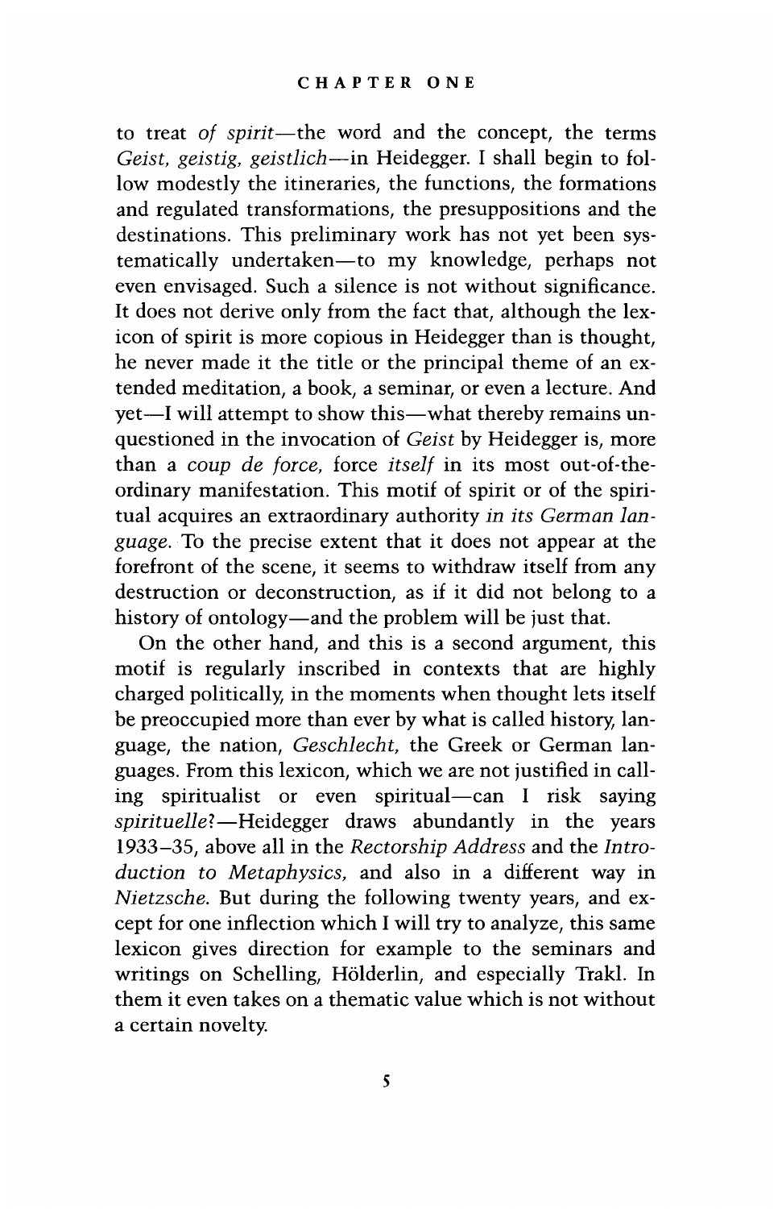to treat *of spirit*—the word and the concept, the terms *Geist, geistig, geistlich*—in Heidegger. I shall begin to follow modestly the itineraries, the functions, the formations and regulated transformations, the presuppositions and the destinations. This preliminary work has not yet been systematically undertaken—to my knowledge, perhaps not even envisaged. Such a silence is not without significance. It does not derive only from the fact that, although the lexicon of spirit is more copious in Heidegger than is thought, he never made it the title or the principal theme of an extended meditation, a book, a seminar, or even a lecture. And yet—I will attempt to show this—what thereby remains unquestioned in the invocation of *Geist* by Heidegger is, more than a *coup de force,* force *itself* in its most out-of-the-ordinary manifestation. This motif of spirit or of the spiritual acquires an extraordinary authority *in its German language.* To the precise extent that it does not appear at the forefront of the scene, it seems to withdraw itself from any destruction or deconstruction, as if it did not belong to a history of ontology—and the problem will be just that.

On the other hand, and this is a second argument, this motif is regularly inscribed in contexts that are highly charged politically, in the moments when thought lets itself be preoccupied more than ever by what is called history, language, the nation, *Geschlecht,* the Greek or German languages. From this lexicon, which we are not justified in calling spiritualist or even spiritual—can I risk saying *spirituelle*?—Heidegger draws abundantly in the years 1933–35, above all in the *Rectorship Address* and the *Introduction to Metaphysics,* and also in a different way in *Nietzsche.* But during the following twenty years, and except for one inflection which I will try to analyze, this same lexicon gives direction for example to the seminars and writings on Schelling, Hölderlin, and especially Trakl. In them it even takes on a thematic value which is not without a certain novelty.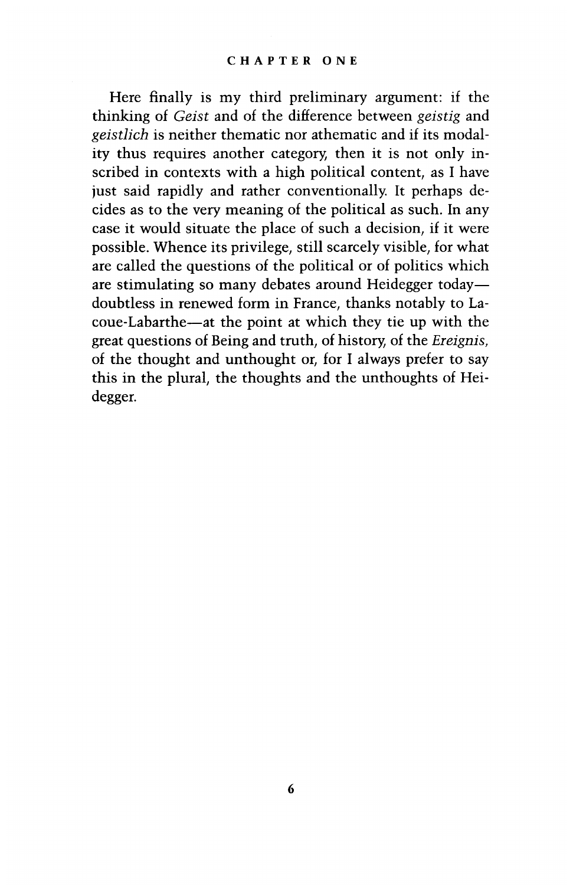Here finally is my third preliminary argument: if the thinking of *Geist* and of the difference between *geistig* and *geistlich* is neither thematic nor athematic and if its modality thus requires another category, then it is not only inscribed in contexts with a high political content, as I have just said rapidly and rather conventionally. It perhaps decides as to the very meaning of the political as such. In any case it would situate the place of such a decision, if it were possible. Whence its privilege, still scarcely visible, for what are called the questions of the political or of politics which are stimulating so many debates around Heidegger today—doubtless in renewed form in France, thanks notably to Lacoue-Labarthe—at the point at which they tie up with the great questions of Being and truth, of history, of the *Ereignis*, of the thought and unthought or, for I always prefer to say this in the plural, the thoughts and the unthoughts of Heidegger.